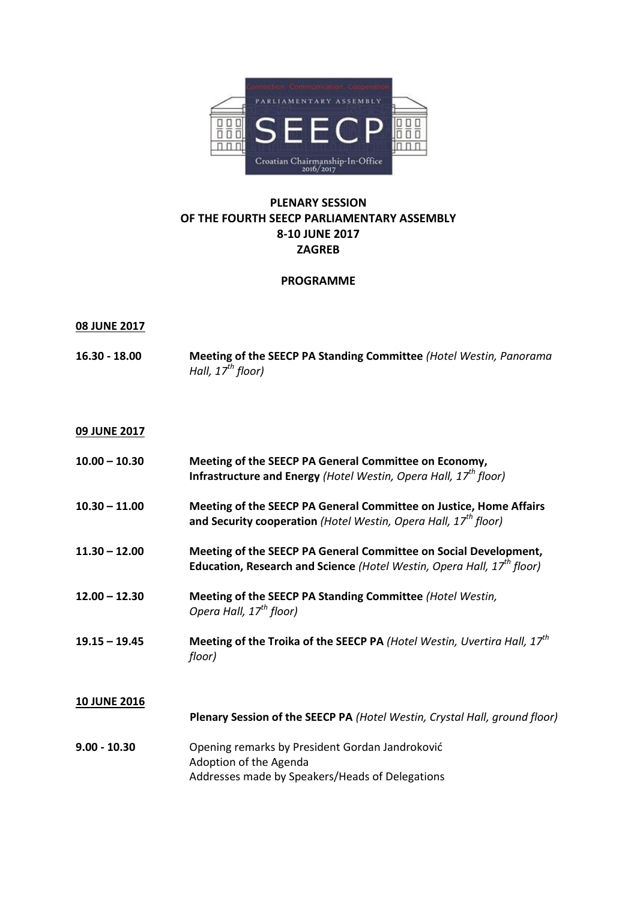# PLENARY SESSION
# OF THE FOURTH SEECP PARLIAMENTARY ASSEMBLY
# 8-10 JUNE 2017
# ZAGREB

## PROGRAMME

**08 JUNE 2017**

| | |
|---|---|
| **16.30 - 18.00** | **Meeting of the SEECP PA Standing Committee** *(Hotel Westin, Panorama Hall, 17th floor)* |

**09 JUNE 2017**

| | |
|---|---|
| **10.00 – 10.30** | **Meeting of the SEECP PA General Committee on Economy, Infrastructure and Energy** *(Hotel Westin, Opera Hall, 17th floor)* |
| **10.30 – 11.00** | **Meeting of the SEECP PA General Committee on Justice, Home Affairs and Security cooperation** *(Hotel Westin, Opera Hall, 17th floor)* |
| **11.30 – 12.00** | **Meeting of the SEECP PA General Committee on Social Development, Education, Research and Science** *(Hotel Westin, Opera Hall, 17th floor)* |
| **12.00 – 12.30** | **Meeting of the SEECP PA Standing Committee** *(Hotel Westin, Opera Hall, 17th floor)* |
| **19.15 – 19.45** | **Meeting of the Troika of the SEECP PA** *(Hotel Westin, Uvertira Hall, 17th floor)* |

**10 JUNE 2016**

**Plenary Session of the SEECP PA** *(Hotel Westin, Crystal Hall, ground floor)*

| | |
|---|---|
| **9.00 - 10.30** | Opening remarks by President Gordan Jandroković<br>Adoption of the Agenda<br>Addresses made by Speakers/Heads of Delegations |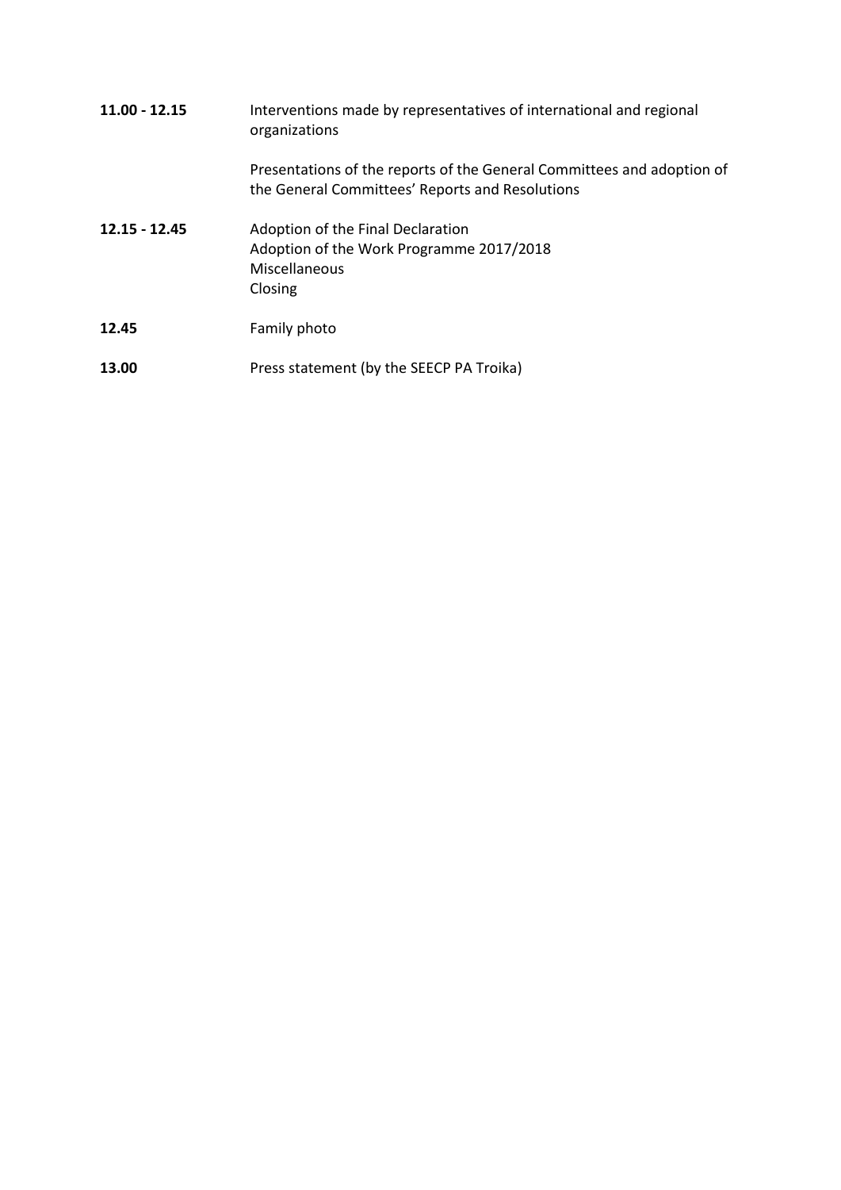| | |
|---|---|
| **11.00 - 12.15** | Interventions made by representatives of international and regional organizations |
| | Presentations of the reports of the General Committees and adoption of the General Committees' Reports and Resolutions |
| **12.15 - 12.45** | Adoption of the Final Declaration<br>Adoption of the Work Programme 2017/2018<br>Miscellaneous<br>Closing |
| **12.45** | Family photo |
| **13.00** | Press statement (by the SEECP PA Troika) |